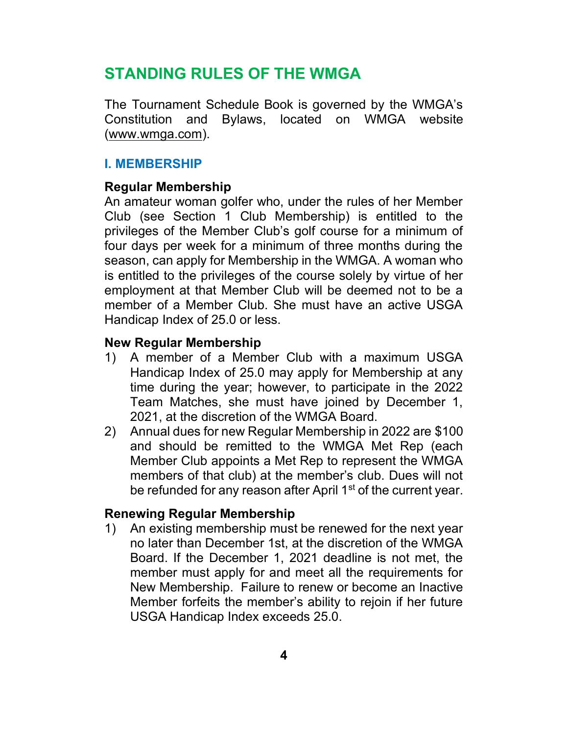# STANDING RULES OF THE WMGA

The Tournament Schedule Book is governed by the WMGA's Constitution and Bylaws, located on WMGA website (www.wmga.com).

## I. MEMBERSHIP

### Regular Membership

An amateur woman golfer who, under the rules of her Member Club (see Section 1 Club Membership) is entitled to the privileges of the Member Club's golf course for a minimum of four days per week for a minimum of three months during the season, can apply for Membership in the WMGA. A woman who is entitled to the privileges of the course solely by virtue of her employment at that Member Club will be deemed not to be a member of a Member Club. She must have an active USGA Handicap Index of 25.0 or less.

### New Regular Membership

1) A member of a Member Club with a maximum USGA Handicap Index of 25.0 may apply for Membership at any time during the year; however, to participate in the 2022 Team Matches, she must have joined by December 1, 2021, at the discretion of the WMGA Board.
2) Annual dues for new Regular Membership in 2022 are $100 and should be remitted to the WMGA Met Rep (each Member Club appoints a Met Rep to represent the WMGA members of that club) at the member's club. Dues will not be refunded for any reason after April 1st of the current year.

### Renewing Regular Membership

1) An existing membership must be renewed for the next year no later than December 1st, at the discretion of the WMGA Board. If the December 1, 2021 deadline is not met, the member must apply for and meet all the requirements for New Membership. Failure to renew or become an Inactive Member forfeits the member's ability to rejoin if her future USGA Handicap Index exceeds 25.0.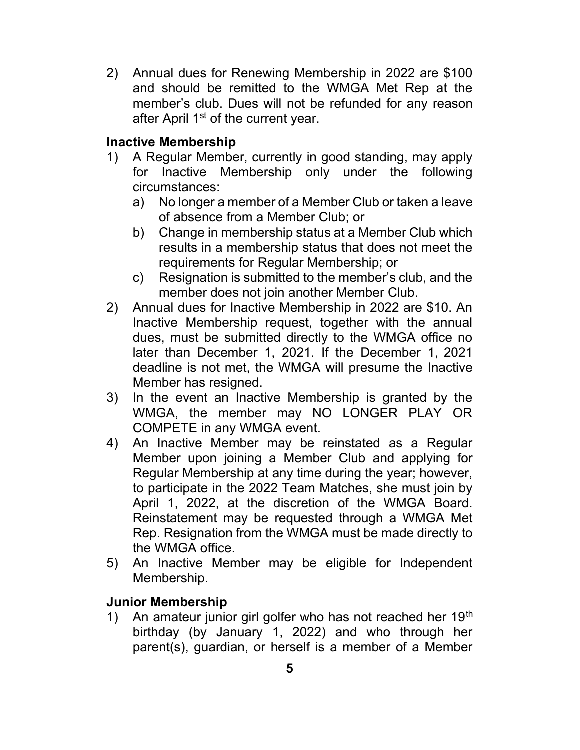2) Annual dues for Renewing Membership in 2022 are $100 and should be remitted to the WMGA Met Rep at the member's club. Dues will not be refunded for any reason after April 1st of the current year.

**Inactive Membership**

1) A Regular Member, currently in good standing, may apply for Inactive Membership only under the following circumstances:
   a) No longer a member of a Member Club or taken a leave of absence from a Member Club; or
   b) Change in membership status at a Member Club which results in a membership status that does not meet the requirements for Regular Membership; or
   c) Resignation is submitted to the member's club, and the member does not join another Member Club.
2) Annual dues for Inactive Membership in 2022 are $10. An Inactive Membership request, together with the annual dues, must be submitted directly to the WMGA office no later than December 1, 2021. If the December 1, 2021 deadline is not met, the WMGA will presume the Inactive Member has resigned.
3) In the event an Inactive Membership is granted by the WMGA, the member may NO LONGER PLAY OR COMPETE in any WMGA event.
4) An Inactive Member may be reinstated as a Regular Member upon joining a Member Club and applying for Regular Membership at any time during the year; however, to participate in the 2022 Team Matches, she must join by April 1, 2022, at the discretion of the WMGA Board. Reinstatement may be requested through a WMGA Met Rep. Resignation from the WMGA must be made directly to the WMGA office.
5) An Inactive Member may be eligible for Independent Membership.

**Junior Membership**

1) An amateur junior girl golfer who has not reached her 19th birthday (by January 1, 2022) and who through her parent(s), guardian, or herself is a member of a Member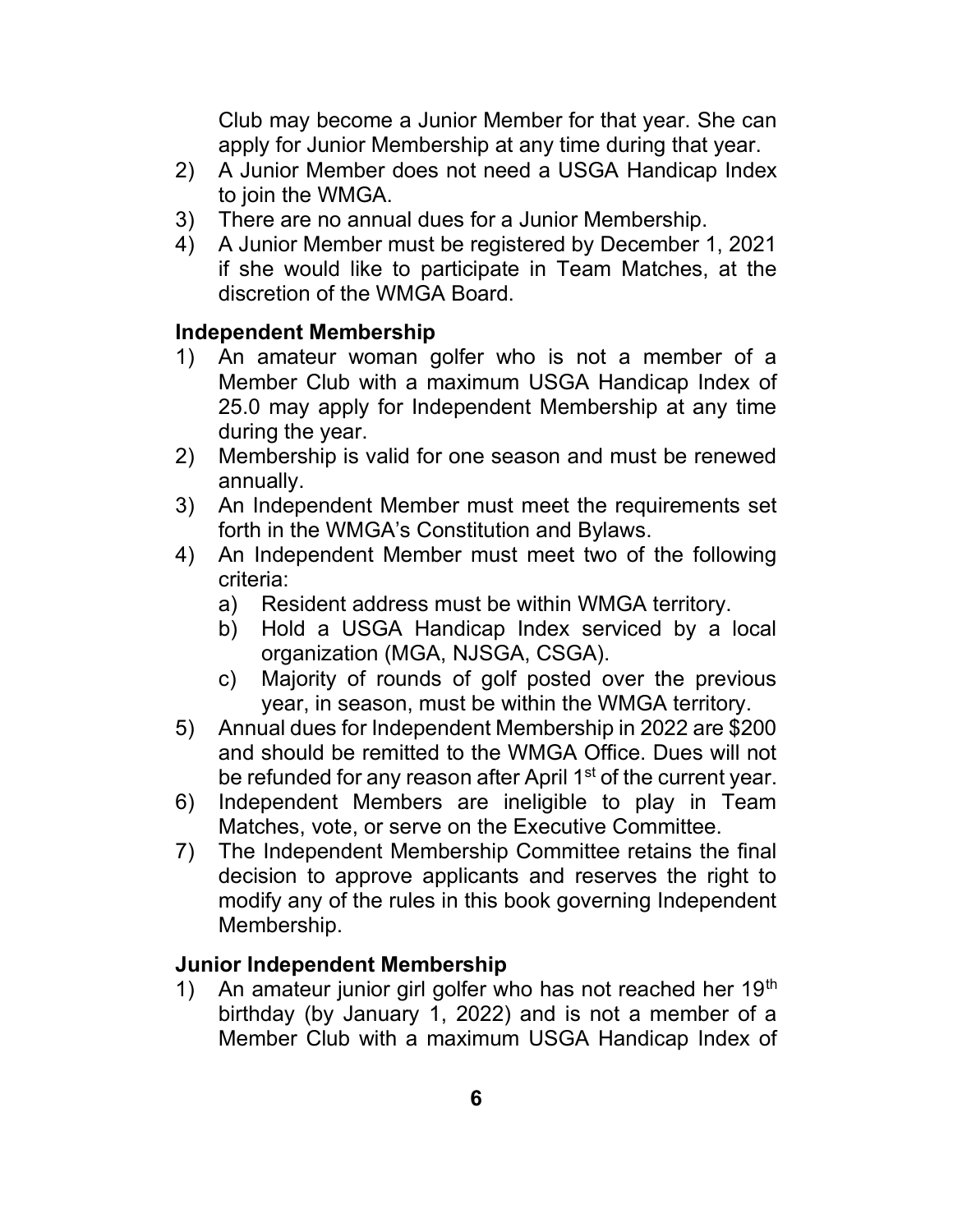Club may become a Junior Member for that year. She can apply for Junior Membership at any time during that year.

2) A Junior Member does not need a USGA Handicap Index to join the WMGA.
3) There are no annual dues for a Junior Membership.
4) A Junior Member must be registered by December 1, 2021 if she would like to participate in Team Matches, at the discretion of the WMGA Board.

### Independent Membership

1) An amateur woman golfer who is not a member of a Member Club with a maximum USGA Handicap Index of 25.0 may apply for Independent Membership at any time during the year.
2) Membership is valid for one season and must be renewed annually.
3) An Independent Member must meet the requirements set forth in the WMGA's Constitution and Bylaws.
4) An Independent Member must meet two of the following criteria:
   a) Resident address must be within WMGA territory.
   b) Hold a USGA Handicap Index serviced by a local organization (MGA, NJSGA, CSGA).
   c) Majority of rounds of golf posted over the previous year, in season, must be within the WMGA territory.
5) Annual dues for Independent Membership in 2022 are $200 and should be remitted to the WMGA Office. Dues will not be refunded for any reason after April 1st of the current year.
6) Independent Members are ineligible to play in Team Matches, vote, or serve on the Executive Committee.
7) The Independent Membership Committee retains the final decision to approve applicants and reserves the right to modify any of the rules in this book governing Independent Membership.

### Junior Independent Membership

1) An amateur junior girl golfer who has not reached her 19th birthday (by January 1, 2022) and is not a member of a Member Club with a maximum USGA Handicap Index of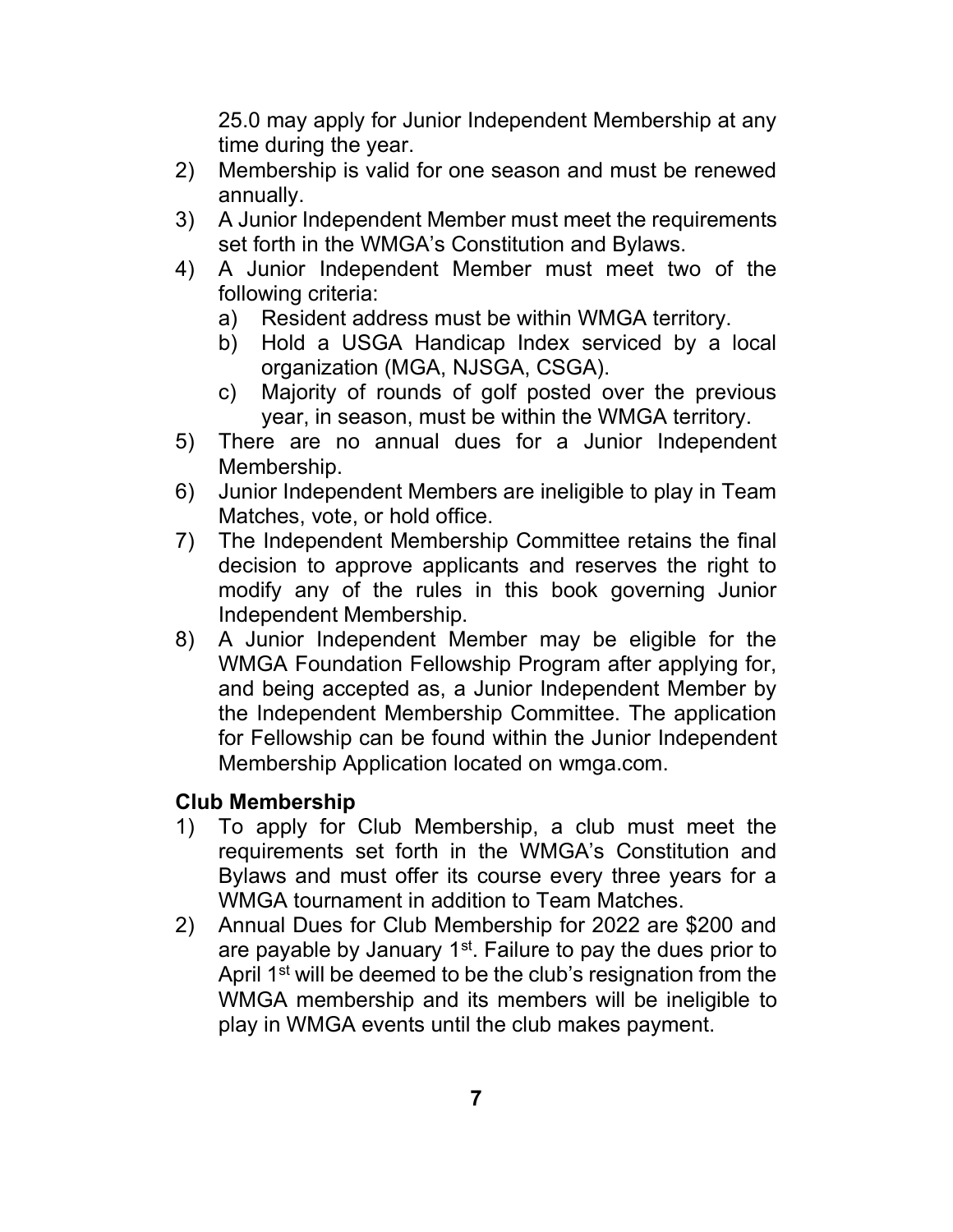25.0 may apply for Junior Independent Membership at any time during the year.

2) Membership is valid for one season and must be renewed annually.
3) A Junior Independent Member must meet the requirements set forth in the WMGA's Constitution and Bylaws.
4) A Junior Independent Member must meet two of the following criteria:
   a) Resident address must be within WMGA territory.
   b) Hold a USGA Handicap Index serviced by a local organization (MGA, NJSGA, CSGA).
   c) Majority of rounds of golf posted over the previous year, in season, must be within the WMGA territory.
5) There are no annual dues for a Junior Independent Membership.
6) Junior Independent Members are ineligible to play in Team Matches, vote, or hold office.
7) The Independent Membership Committee retains the final decision to approve applicants and reserves the right to modify any of the rules in this book governing Junior Independent Membership.
8) A Junior Independent Member may be eligible for the WMGA Foundation Fellowship Program after applying for, and being accepted as, a Junior Independent Member by the Independent Membership Committee. The application for Fellowship can be found within the Junior Independent Membership Application located on wmga.com.

**Club Membership**

1) To apply for Club Membership, a club must meet the requirements set forth in the WMGA's Constitution and Bylaws and must offer its course every three years for a WMGA tournament in addition to Team Matches.
2) Annual Dues for Club Membership for 2022 are $200 and are payable by January 1st. Failure to pay the dues prior to April 1st will be deemed to be the club's resignation from the WMGA membership and its members will be ineligible to play in WMGA events until the club makes payment.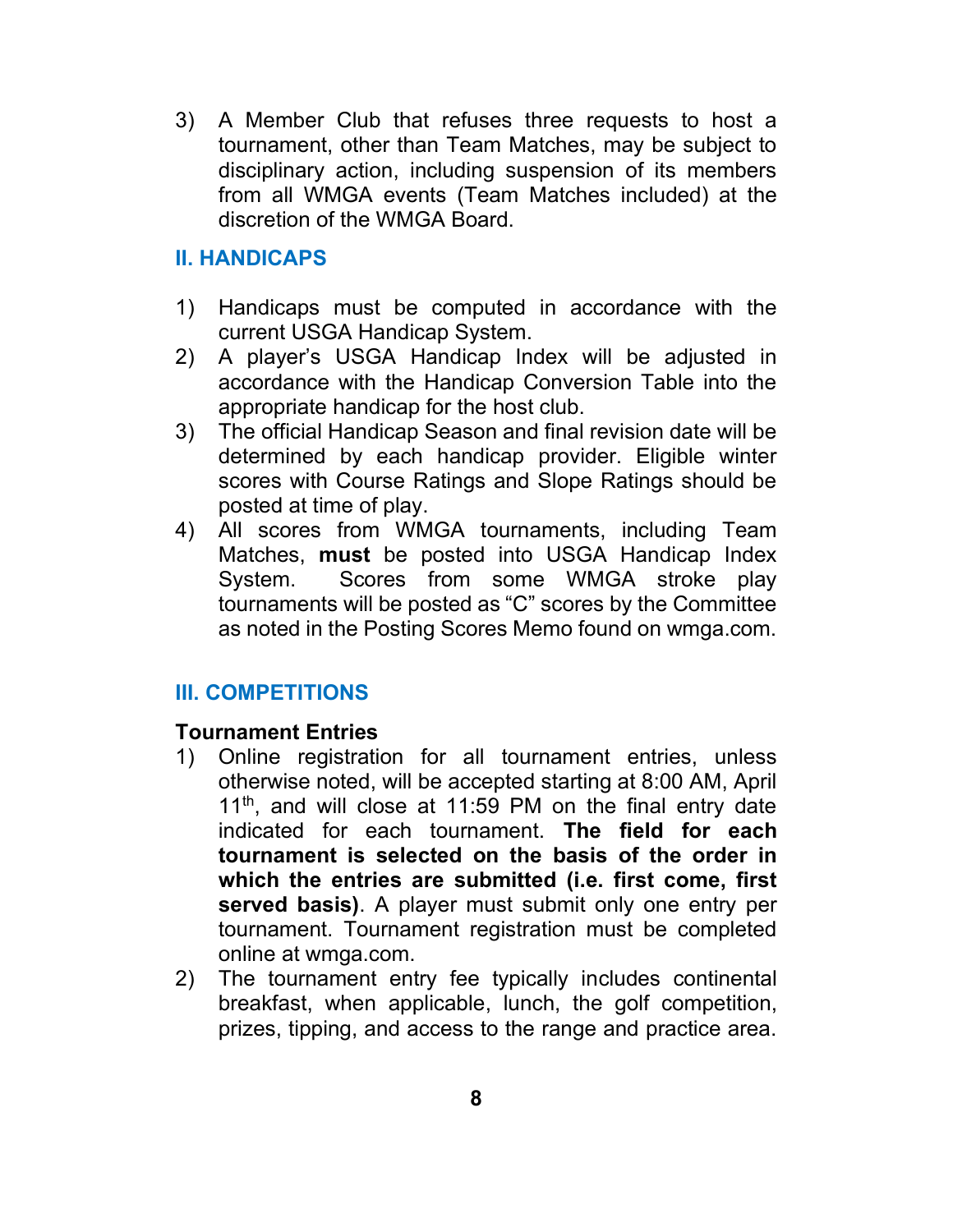3) A Member Club that refuses three requests to host a tournament, other than Team Matches, may be subject to disciplinary action, including suspension of its members from all WMGA events (Team Matches included) at the discretion of the WMGA Board.

## II. HANDICAPS

1) Handicaps must be computed in accordance with the current USGA Handicap System.
2) A player's USGA Handicap Index will be adjusted in accordance with the Handicap Conversion Table into the appropriate handicap for the host club.
3) The official Handicap Season and final revision date will be determined by each handicap provider. Eligible winter scores with Course Ratings and Slope Ratings should be posted at time of play.
4) All scores from WMGA tournaments, including Team Matches, **must** be posted into USGA Handicap Index System. Scores from some WMGA stroke play tournaments will be posted as "C" scores by the Committee as noted in the Posting Scores Memo found on wmga.com.

## III. COMPETITIONS

### Tournament Entries

1) Online registration for all tournament entries, unless otherwise noted, will be accepted starting at 8:00 AM, April 11th, and will close at 11:59 PM on the final entry date indicated for each tournament. **The field for each tournament is selected on the basis of the order in which the entries are submitted (i.e. first come, first served basis)**. A player must submit only one entry per tournament. Tournament registration must be completed online at wmga.com.
2) The tournament entry fee typically includes continental breakfast, when applicable, lunch, the golf competition, prizes, tipping, and access to the range and practice area.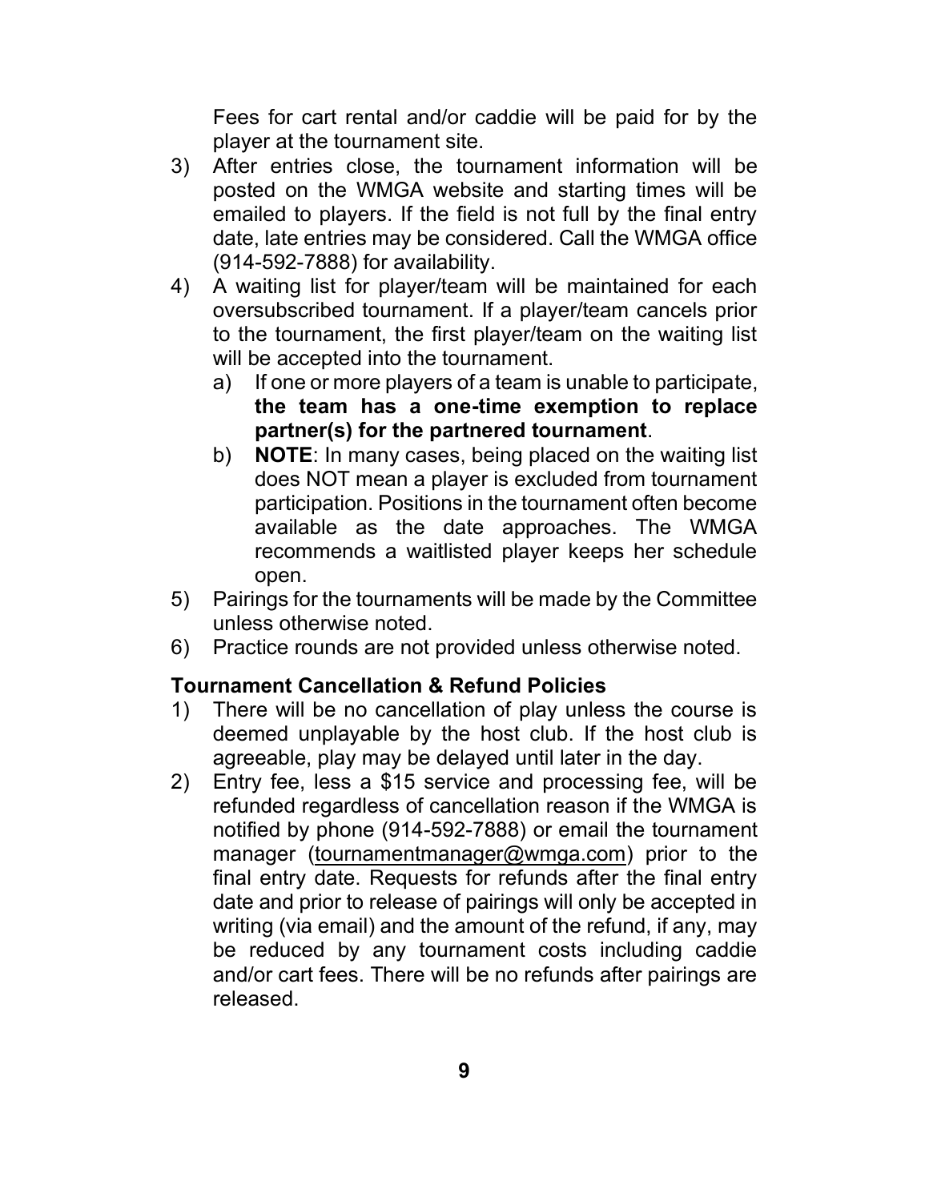Fees for cart rental and/or caddie will be paid for by the player at the tournament site.

3) After entries close, the tournament information will be posted on the WMGA website and starting times will be emailed to players. If the field is not full by the final entry date, late entries may be considered. Call the WMGA office (914-592-7888) for availability.
4) A waiting list for player/team will be maintained for each oversubscribed tournament. If a player/team cancels prior to the tournament, the first player/team on the waiting list will be accepted into the tournament.
   a) If one or more players of a team is unable to participate, **the team has a one-time exemption to replace partner(s) for the partnered tournament**.
   b) **NOTE**: In many cases, being placed on the waiting list does NOT mean a player is excluded from tournament participation. Positions in the tournament often become available as the date approaches. The WMGA recommends a waitlisted player keeps her schedule open.
5) Pairings for the tournaments will be made by the Committee unless otherwise noted.
6) Practice rounds are not provided unless otherwise noted.

### Tournament Cancellation & Refund Policies

1) There will be no cancellation of play unless the course is deemed unplayable by the host club. If the host club is agreeable, play may be delayed until later in the day.
2) Entry fee, less a $15 service and processing fee, will be refunded regardless of cancellation reason if the WMGA is notified by phone (914-592-7888) or email the tournament manager (tournamentmanager@wmga.com) prior to the final entry date. Requests for refunds after the final entry date and prior to release of pairings will only be accepted in writing (via email) and the amount of the refund, if any, may be reduced by any tournament costs including caddie and/or cart fees. There will be no refunds after pairings are released.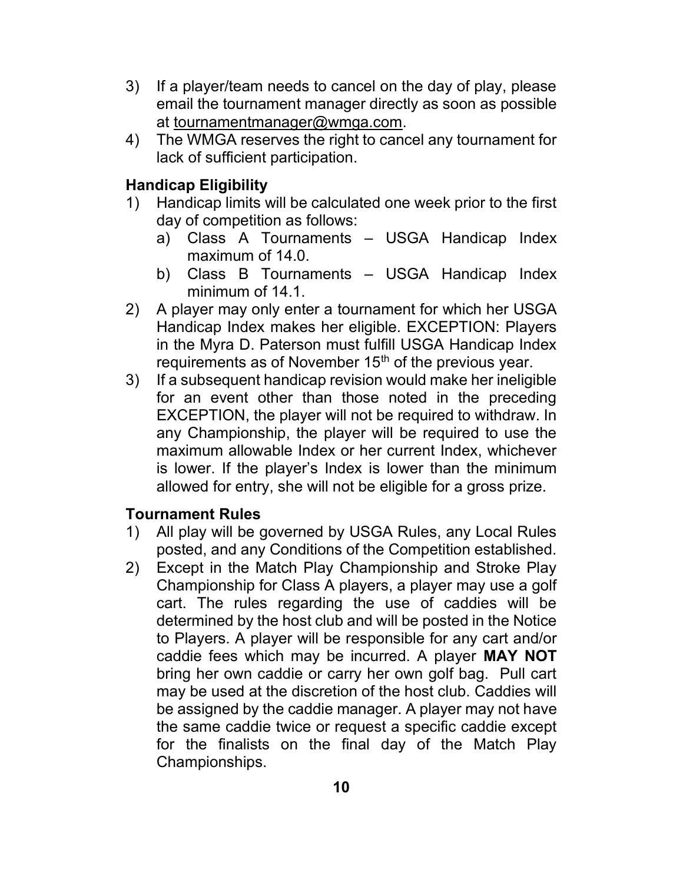3) If a player/team needs to cancel on the day of play, please email the tournament manager directly as soon as possible at tournamentmanager@wmga.com.
4) The WMGA reserves the right to cancel any tournament for lack of sufficient participation.

**Handicap Eligibility**

1) Handicap limits will be calculated one week prior to the first day of competition as follows:
   a) Class A Tournaments – USGA Handicap Index maximum of 14.0.
   b) Class B Tournaments – USGA Handicap Index minimum of 14.1.
2) A player may only enter a tournament for which her USGA Handicap Index makes her eligible. EXCEPTION: Players in the Myra D. Paterson must fulfill USGA Handicap Index requirements as of November 15th of the previous year.
3) If a subsequent handicap revision would make her ineligible for an event other than those noted in the preceding EXCEPTION, the player will not be required to withdraw. In any Championship, the player will be required to use the maximum allowable Index or her current Index, whichever is lower. If the player's Index is lower than the minimum allowed for entry, she will not be eligible for a gross prize.

**Tournament Rules**

1) All play will be governed by USGA Rules, any Local Rules posted, and any Conditions of the Competition established.
2) Except in the Match Play Championship and Stroke Play Championship for Class A players, a player may use a golf cart. The rules regarding the use of caddies will be determined by the host club and will be posted in the Notice to Players. A player will be responsible for any cart and/or caddie fees which may be incurred. A player **MAY NOT** bring her own caddie or carry her own golf bag. Pull cart may be used at the discretion of the host club. Caddies will be assigned by the caddie manager. A player may not have the same caddie twice or request a specific caddie except for the finalists on the final day of the Match Play Championships.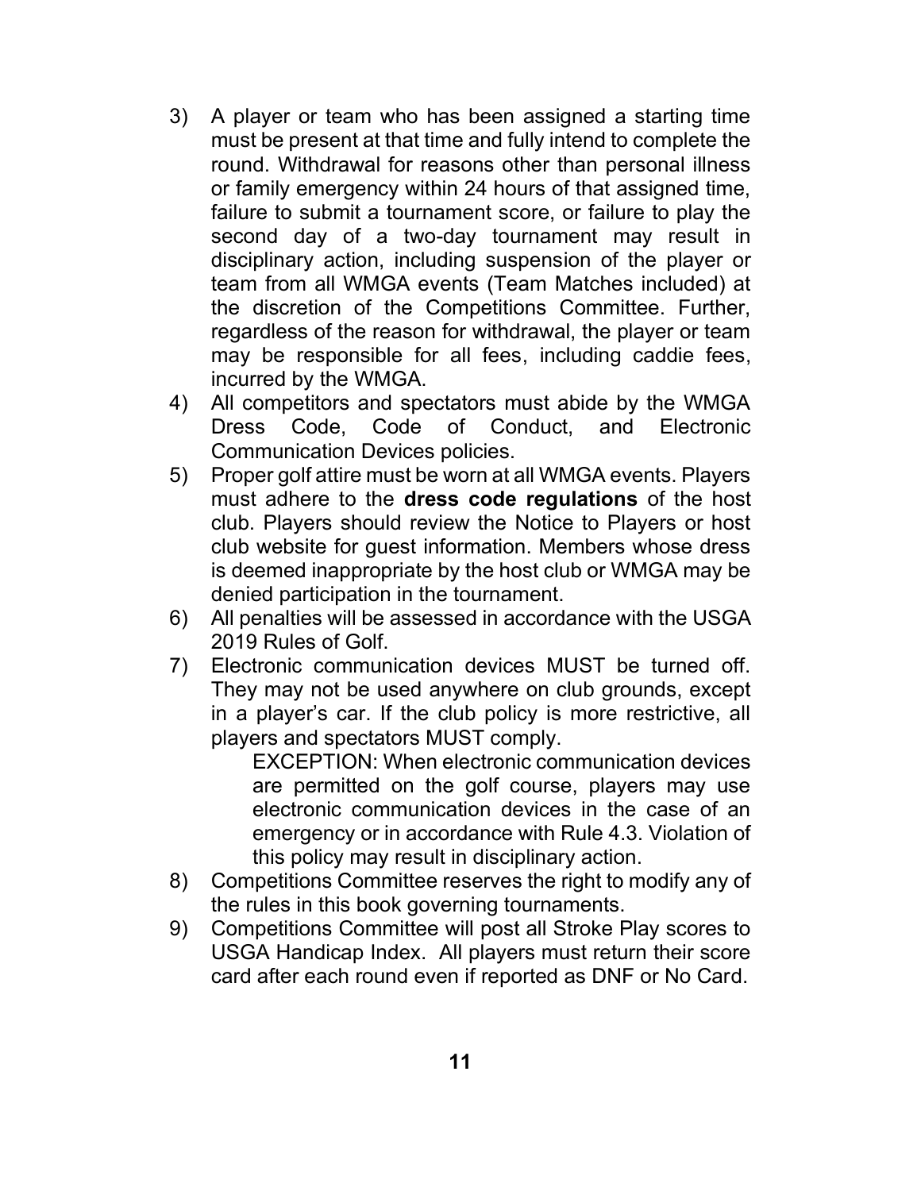3) A player or team who has been assigned a starting time must be present at that time and fully intend to complete the round. Withdrawal for reasons other than personal illness or family emergency within 24 hours of that assigned time, failure to submit a tournament score, or failure to play the second day of a two-day tournament may result in disciplinary action, including suspension of the player or team from all WMGA events (Team Matches included) at the discretion of the Competitions Committee. Further, regardless of the reason for withdrawal, the player or team may be responsible for all fees, including caddie fees, incurred by the WMGA.
4) All competitors and spectators must abide by the WMGA Dress Code, Code of Conduct, and Electronic Communication Devices policies.
5) Proper golf attire must be worn at all WMGA events. Players must adhere to the **dress code regulations** of the host club. Players should review the Notice to Players or host club website for guest information. Members whose dress is deemed inappropriate by the host club or WMGA may be denied participation in the tournament.
6) All penalties will be assessed in accordance with the USGA 2019 Rules of Golf.
7) Electronic communication devices MUST be turned off. They may not be used anywhere on club grounds, except in a player's car. If the club policy is more restrictive, all players and spectators MUST comply.

    EXCEPTION: When electronic communication devices are permitted on the golf course, players may use electronic communication devices in the case of an emergency or in accordance with Rule 4.3. Violation of this policy may result in disciplinary action.
8) Competitions Committee reserves the right to modify any of the rules in this book governing tournaments.
9) Competitions Committee will post all Stroke Play scores to USGA Handicap Index. All players must return their score card after each round even if reported as DNF or No Card.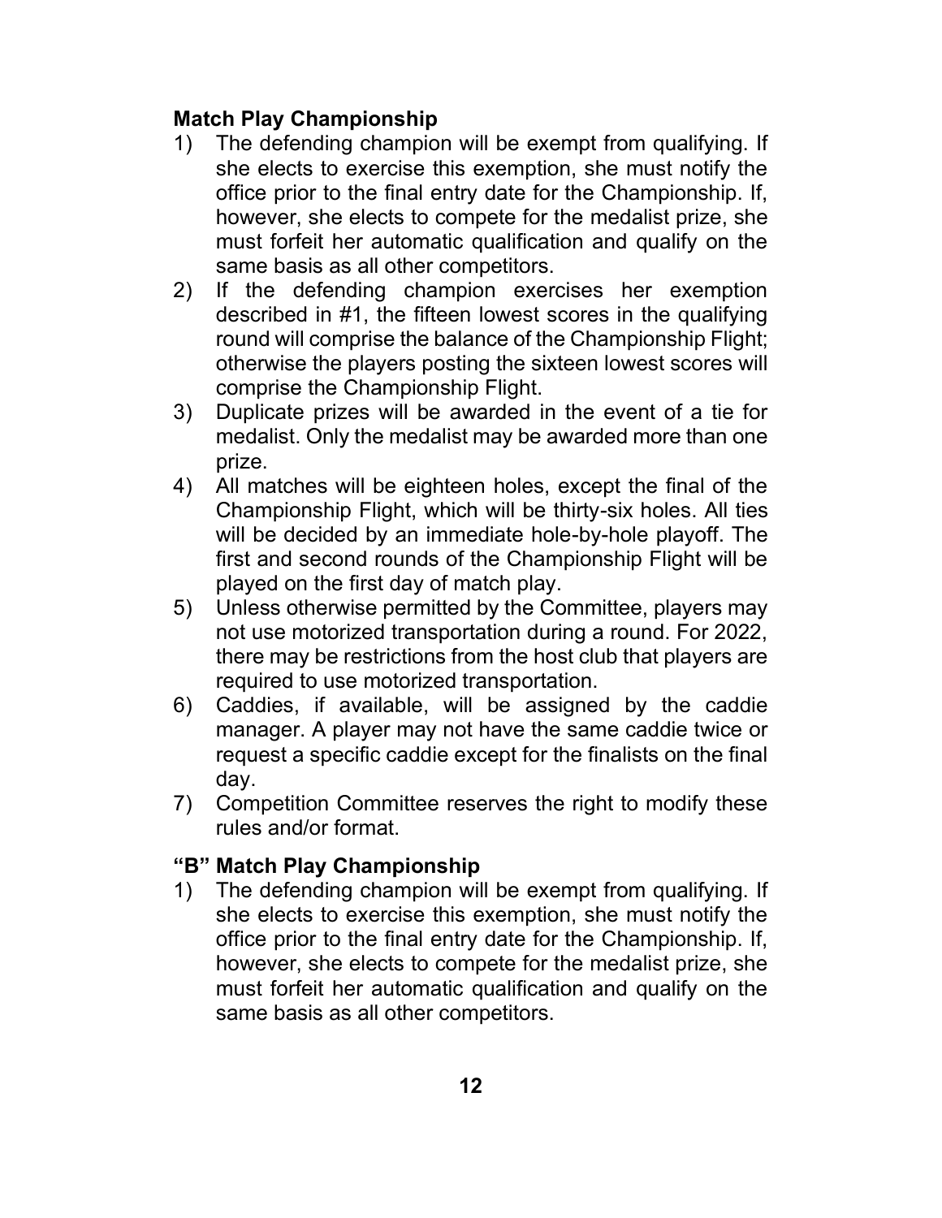### Match Play Championship

1) The defending champion will be exempt from qualifying. If she elects to exercise this exemption, she must notify the office prior to the final entry date for the Championship. If, however, she elects to compete for the medalist prize, she must forfeit her automatic qualification and qualify on the same basis as all other competitors.
2) If the defending champion exercises her exemption described in #1, the fifteen lowest scores in the qualifying round will comprise the balance of the Championship Flight; otherwise the players posting the sixteen lowest scores will comprise the Championship Flight.
3) Duplicate prizes will be awarded in the event of a tie for medalist. Only the medalist may be awarded more than one prize.
4) All matches will be eighteen holes, except the final of the Championship Flight, which will be thirty-six holes. All ties will be decided by an immediate hole-by-hole playoff. The first and second rounds of the Championship Flight will be played on the first day of match play.
5) Unless otherwise permitted by the Committee, players may not use motorized transportation during a round. For 2022, there may be restrictions from the host club that players are required to use motorized transportation.
6) Caddies, if available, will be assigned by the caddie manager. A player may not have the same caddie twice or request a specific caddie except for the finalists on the final day.
7) Competition Committee reserves the right to modify these rules and/or format.

### "B" Match Play Championship

1) The defending champion will be exempt from qualifying. If she elects to exercise this exemption, she must notify the office prior to the final entry date for the Championship. If, however, she elects to compete for the medalist prize, she must forfeit her automatic qualification and qualify on the same basis as all other competitors.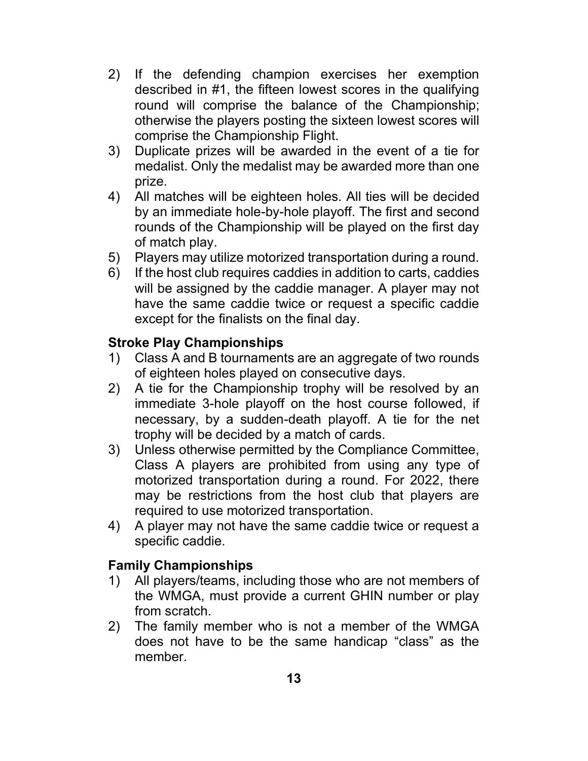2) If the defending champion exercises her exemption described in #1, the fifteen lowest scores in the qualifying round will comprise the balance of the Championship; otherwise the players posting the sixteen lowest scores will comprise the Championship Flight.
3) Duplicate prizes will be awarded in the event of a tie for medalist. Only the medalist may be awarded more than one prize.
4) All matches will be eighteen holes. All ties will be decided by an immediate hole-by-hole playoff. The first and second rounds of the Championship will be played on the first day of match play.
5) Players may utilize motorized transportation during a round.
6) If the host club requires caddies in addition to carts, caddies will be assigned by the caddie manager. A player may not have the same caddie twice or request a specific caddie except for the finalists on the final day.

**Stroke Play Championships**

1) Class A and B tournaments are an aggregate of two rounds of eighteen holes played on consecutive days.
2) A tie for the Championship trophy will be resolved by an immediate 3-hole playoff on the host course followed, if necessary, by a sudden-death playoff. A tie for the net trophy will be decided by a match of cards.
3) Unless otherwise permitted by the Compliance Committee, Class A players are prohibited from using any type of motorized transportation during a round. For 2022, there may be restrictions from the host club that players are required to use motorized transportation.
4) A player may not have the same caddie twice or request a specific caddie.

**Family Championships**

1) All players/teams, including those who are not members of the WMGA, must provide a current GHIN number or play from scratch.
2) The family member who is not a member of the WMGA does not have to be the same handicap "class" as the member.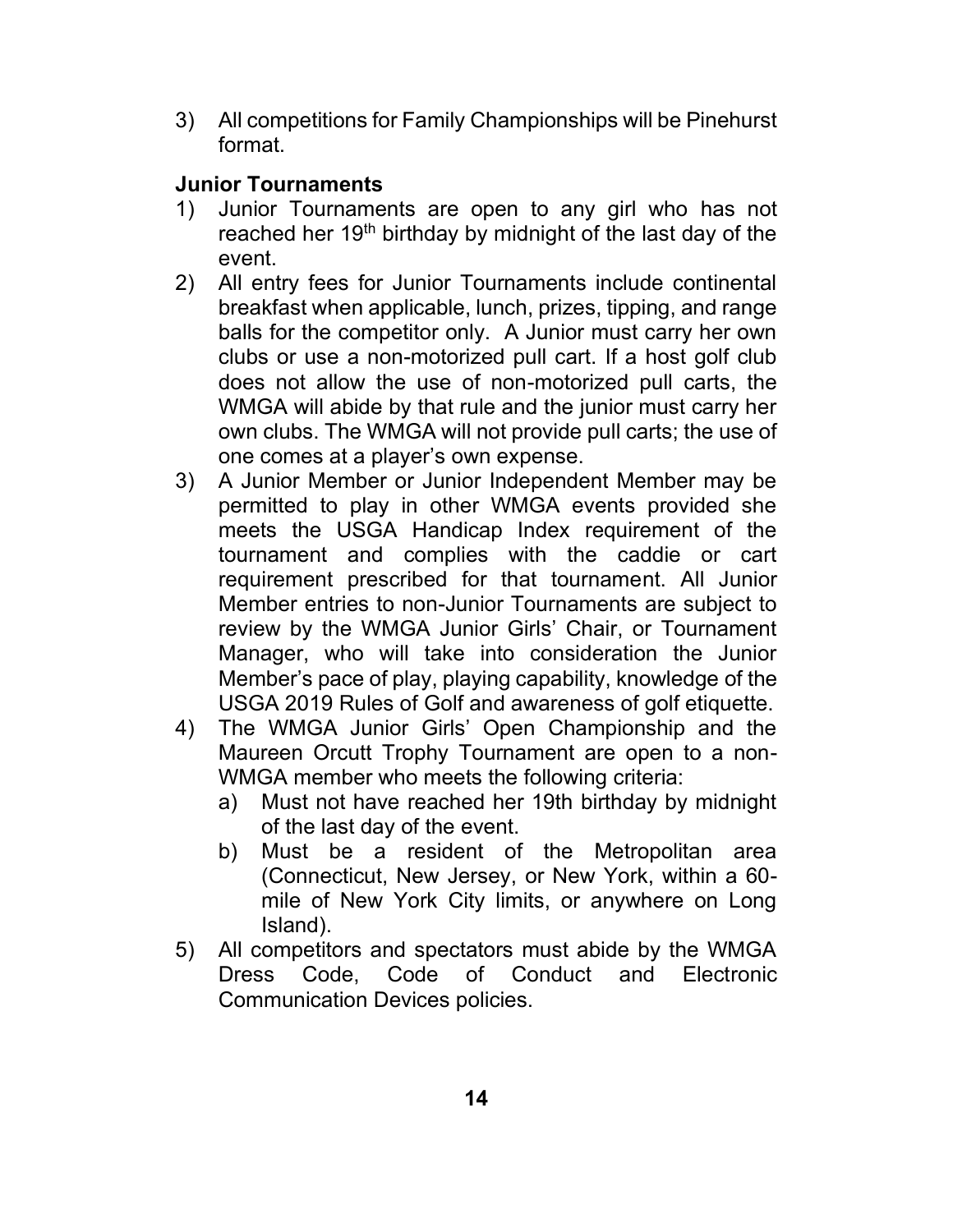3) All competitions for Family Championships will be Pinehurst format.

**Junior Tournaments**

1) Junior Tournaments are open to any girl who has not reached her 19th birthday by midnight of the last day of the event.
2) All entry fees for Junior Tournaments include continental breakfast when applicable, lunch, prizes, tipping, and range balls for the competitor only. A Junior must carry her own clubs or use a non-motorized pull cart. If a host golf club does not allow the use of non-motorized pull carts, the WMGA will abide by that rule and the junior must carry her own clubs. The WMGA will not provide pull carts; the use of one comes at a player's own expense.
3) A Junior Member or Junior Independent Member may be permitted to play in other WMGA events provided she meets the USGA Handicap Index requirement of the tournament and complies with the caddie or cart requirement prescribed for that tournament. All Junior Member entries to non-Junior Tournaments are subject to review by the WMGA Junior Girls' Chair, or Tournament Manager, who will take into consideration the Junior Member's pace of play, playing capability, knowledge of the USGA 2019 Rules of Golf and awareness of golf etiquette.
4) The WMGA Junior Girls' Open Championship and the Maureen Orcutt Trophy Tournament are open to a non-WMGA member who meets the following criteria:
   a) Must not have reached her 19th birthday by midnight of the last day of the event.
   b) Must be a resident of the Metropolitan area (Connecticut, New Jersey, or New York, within a 60-mile of New York City limits, or anywhere on Long Island).
5) All competitors and spectators must abide by the WMGA Dress Code, Code of Conduct and Electronic Communication Devices policies.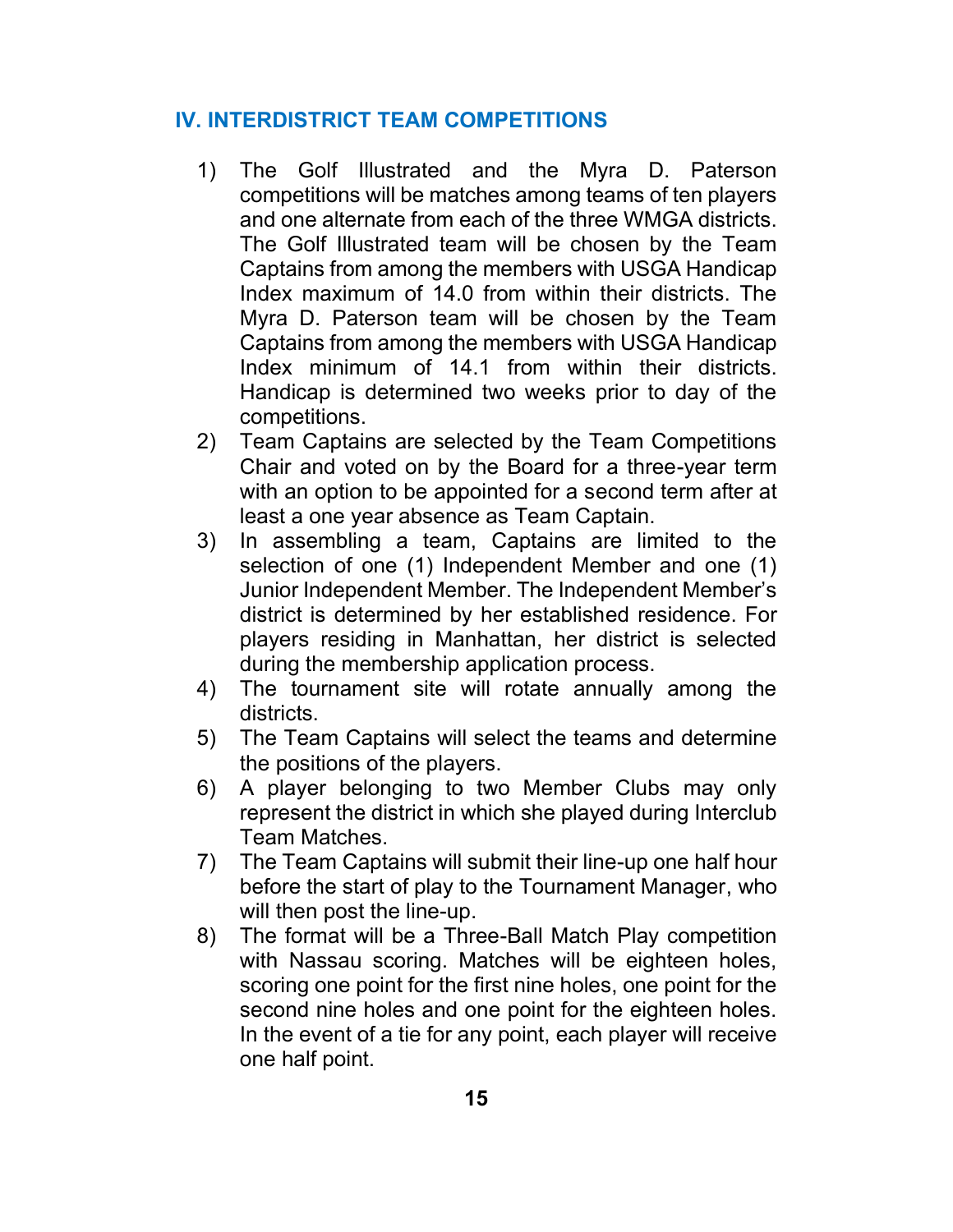## IV. INTERDISTRICT TEAM COMPETITIONS

1) The Golf Illustrated and the Myra D. Paterson competitions will be matches among teams of ten players and one alternate from each of the three WMGA districts. The Golf Illustrated team will be chosen by the Team Captains from among the members with USGA Handicap Index maximum of 14.0 from within their districts. The Myra D. Paterson team will be chosen by the Team Captains from among the members with USGA Handicap Index minimum of 14.1 from within their districts. Handicap is determined two weeks prior to day of the competitions.
2) Team Captains are selected by the Team Competitions Chair and voted on by the Board for a three-year term with an option to be appointed for a second term after at least a one year absence as Team Captain.
3) In assembling a team, Captains are limited to the selection of one (1) Independent Member and one (1) Junior Independent Member. The Independent Member's district is determined by her established residence. For players residing in Manhattan, her district is selected during the membership application process.
4) The tournament site will rotate annually among the districts.
5) The Team Captains will select the teams and determine the positions of the players.
6) A player belonging to two Member Clubs may only represent the district in which she played during Interclub Team Matches.
7) The Team Captains will submit their line-up one half hour before the start of play to the Tournament Manager, who will then post the line-up.
8) The format will be a Three-Ball Match Play competition with Nassau scoring. Matches will be eighteen holes, scoring one point for the first nine holes, one point for the second nine holes and one point for the eighteen holes. In the event of a tie for any point, each player will receive one half point.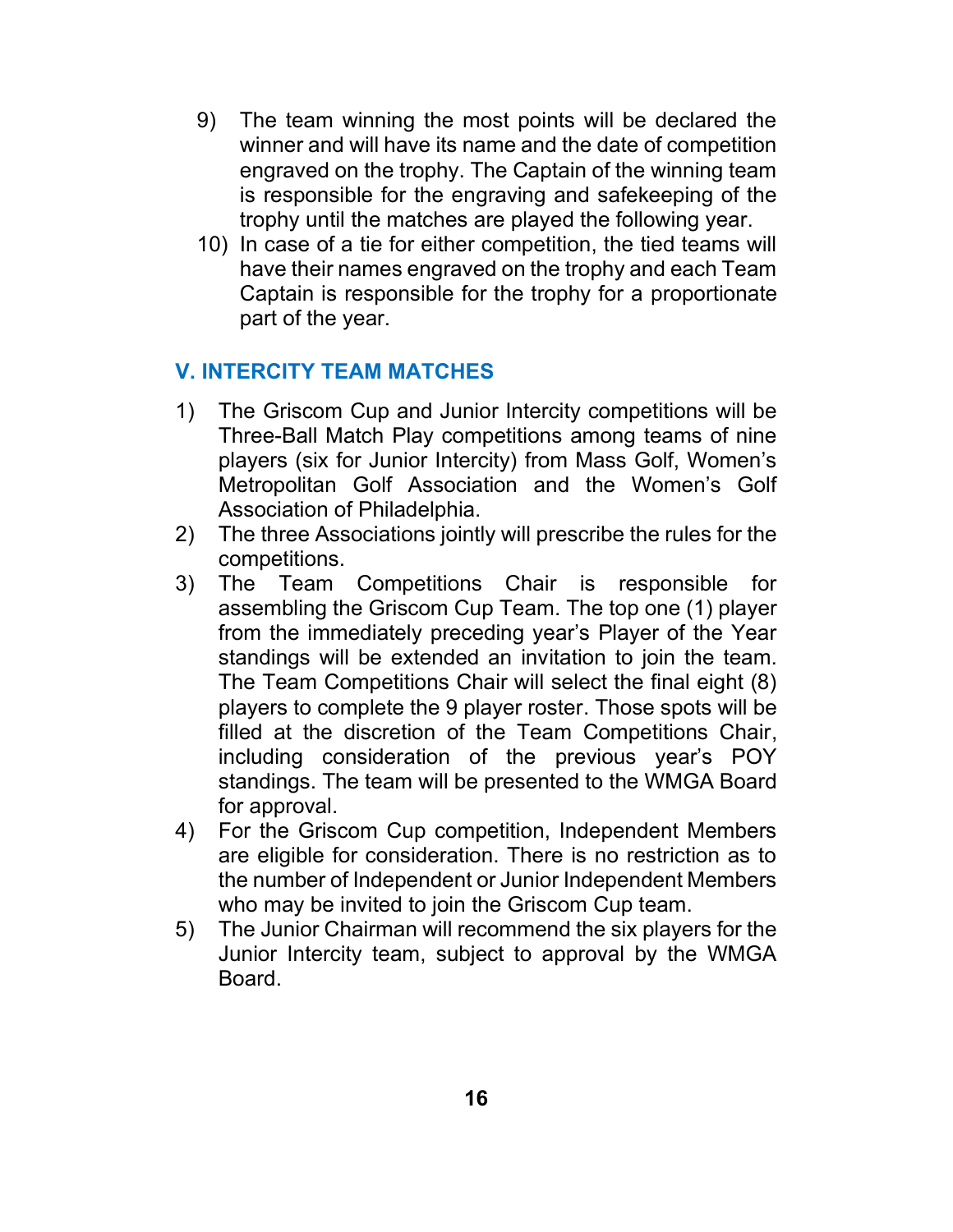9) The team winning the most points will be declared the winner and will have its name and the date of competition engraved on the trophy. The Captain of the winning team is responsible for the engraving and safekeeping of the trophy until the matches are played the following year.
10) In case of a tie for either competition, the tied teams will have their names engraved on the trophy and each Team Captain is responsible for the trophy for a proportionate part of the year.

## V. INTERCITY TEAM MATCHES

1) The Griscom Cup and Junior Intercity competitions will be Three-Ball Match Play competitions among teams of nine players (six for Junior Intercity) from Mass Golf, Women's Metropolitan Golf Association and the Women's Golf Association of Philadelphia.
2) The three Associations jointly will prescribe the rules for the competitions.
3) The Team Competitions Chair is responsible for assembling the Griscom Cup Team. The top one (1) player from the immediately preceding year's Player of the Year standings will be extended an invitation to join the team. The Team Competitions Chair will select the final eight (8) players to complete the 9 player roster. Those spots will be filled at the discretion of the Team Competitions Chair, including consideration of the previous year's POY standings. The team will be presented to the WMGA Board for approval.
4) For the Griscom Cup competition, Independent Members are eligible for consideration. There is no restriction as to the number of Independent or Junior Independent Members who may be invited to join the Griscom Cup team.
5) The Junior Chairman will recommend the six players for the Junior Intercity team, subject to approval by the WMGA Board.